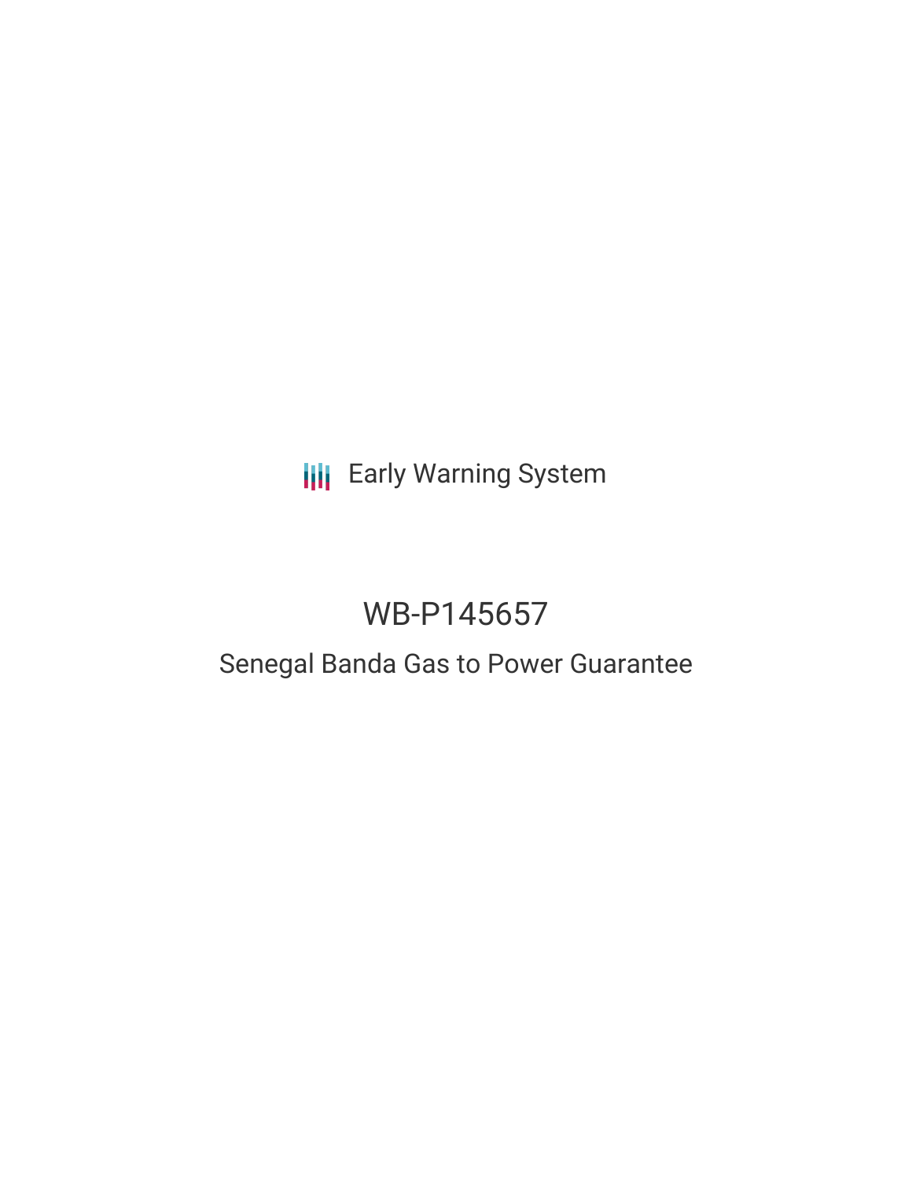Early Warning System

# WB-P145657

## Senegal Banda Gas to Power Guarantee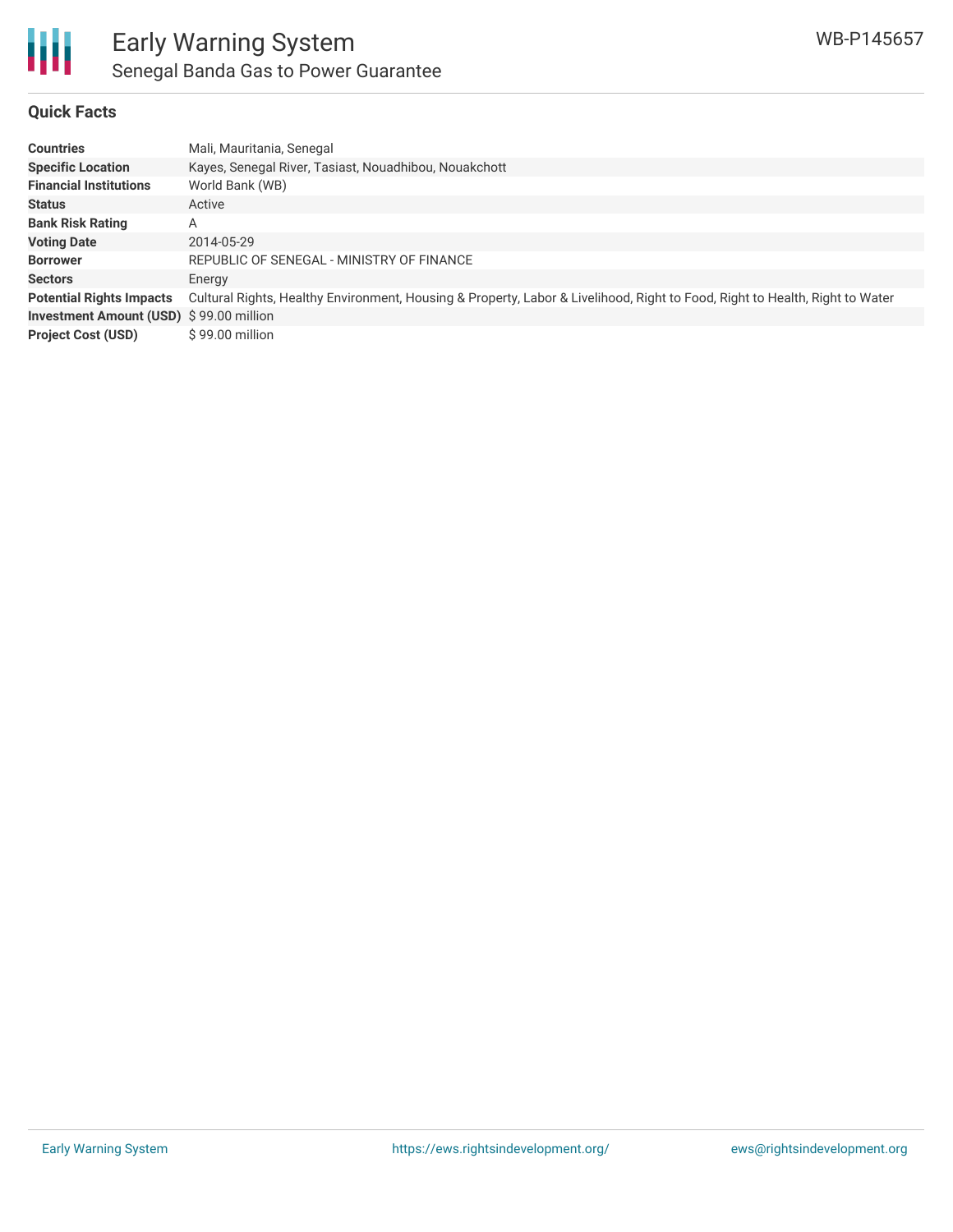# Early Warning System

## Senegal Banda Gas to Power Guarantee

WB-P145657

### Quick Facts

| | |
|---|---|
| **Countries** | Mali, Mauritania, Senegal |
| **Specific Location** | Kayes, Senegal River, Tasiast, Nouadhibou, Nouakchott |
| **Financial Institutions** | World Bank (WB) |
| **Status** | Active |
| **Bank Risk Rating** | A |
| **Voting Date** | 2014-05-29 |
| **Borrower** | REPUBLIC OF SENEGAL - MINISTRY OF FINANCE |
| **Sectors** | Energy |
| **Potential Rights Impacts** | Cultural Rights, Healthy Environment, Housing & Property, Labor & Livelihood, Right to Food, Right to Health, Right to Water |
| **Investment Amount (USD)** | $ 99.00 million |
| **Project Cost (USD)** | $ 99.00 million |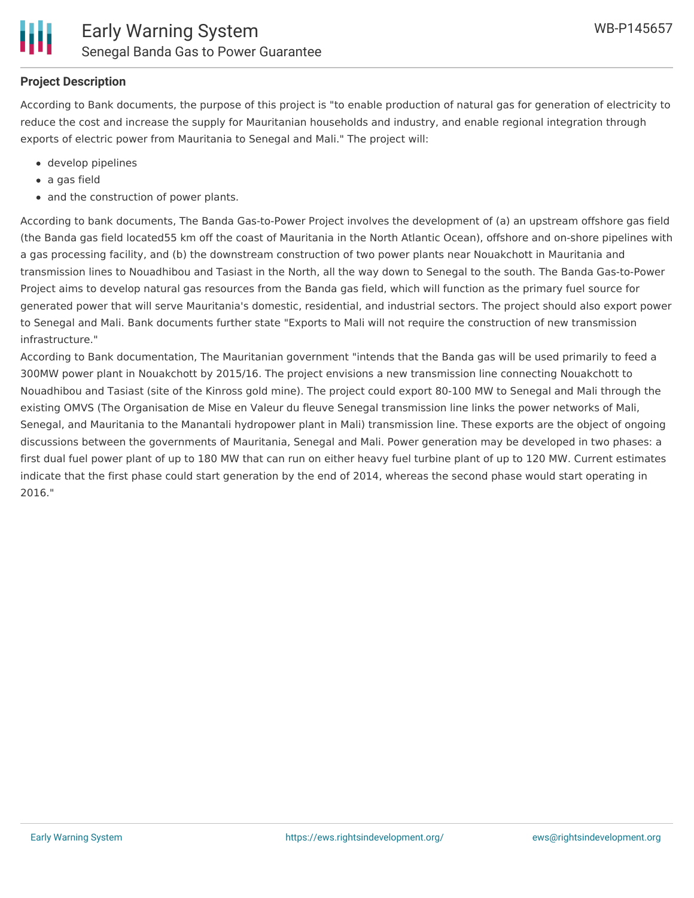## Project Description

According to Bank documents, the purpose of this project is "to enable production of natural gas for generation of electricity to reduce the cost and increase the supply for Mauritanian households and industry, and enable regional integration through exports of electric power from Mauritania to Senegal and Mali." The project will:

- develop pipelines
- a gas field
- and the construction of power plants.

According to bank documents, The Banda Gas-to-Power Project involves the development of (a) an upstream offshore gas field (the Banda gas field located55 km off the coast of Mauritania in the North Atlantic Ocean), offshore and on-shore pipelines with a gas processing facility, and (b) the downstream construction of two power plants near Nouakchott in Mauritania and transmission lines to Nouadhibou and Tasiast in the North, all the way down to Senegal to the south. The Banda Gas-to-Power Project aims to develop natural gas resources from the Banda gas field, which will function as the primary fuel source for generated power that will serve Mauritania's domestic, residential, and industrial sectors. The project should also export power to Senegal and Mali. Bank documents further state "Exports to Mali will not require the construction of new transmission infrastructure."

According to Bank documentation, The Mauritanian government "intends that the Banda gas will be used primarily to feed a 300MW power plant in Nouakchott by 2015/16. The project envisions a new transmission line connecting Nouakchott to Nouadhibou and Tasiast (site of the Kinross gold mine). The project could export 80-100 MW to Senegal and Mali through the existing OMVS (The Organisation de Mise en Valeur du fleuve Senegal transmission line links the power networks of Mali, Senegal, and Mauritania to the Manantali hydropower plant in Mali) transmission line. These exports are the object of ongoing discussions between the governments of Mauritania, Senegal and Mali. Power generation may be developed in two phases: a first dual fuel power plant of up to 180 MW that can run on either heavy fuel turbine plant of up to 120 MW. Current estimates indicate that the first phase could start generation by the end of 2014, whereas the second phase would start operating in 2016."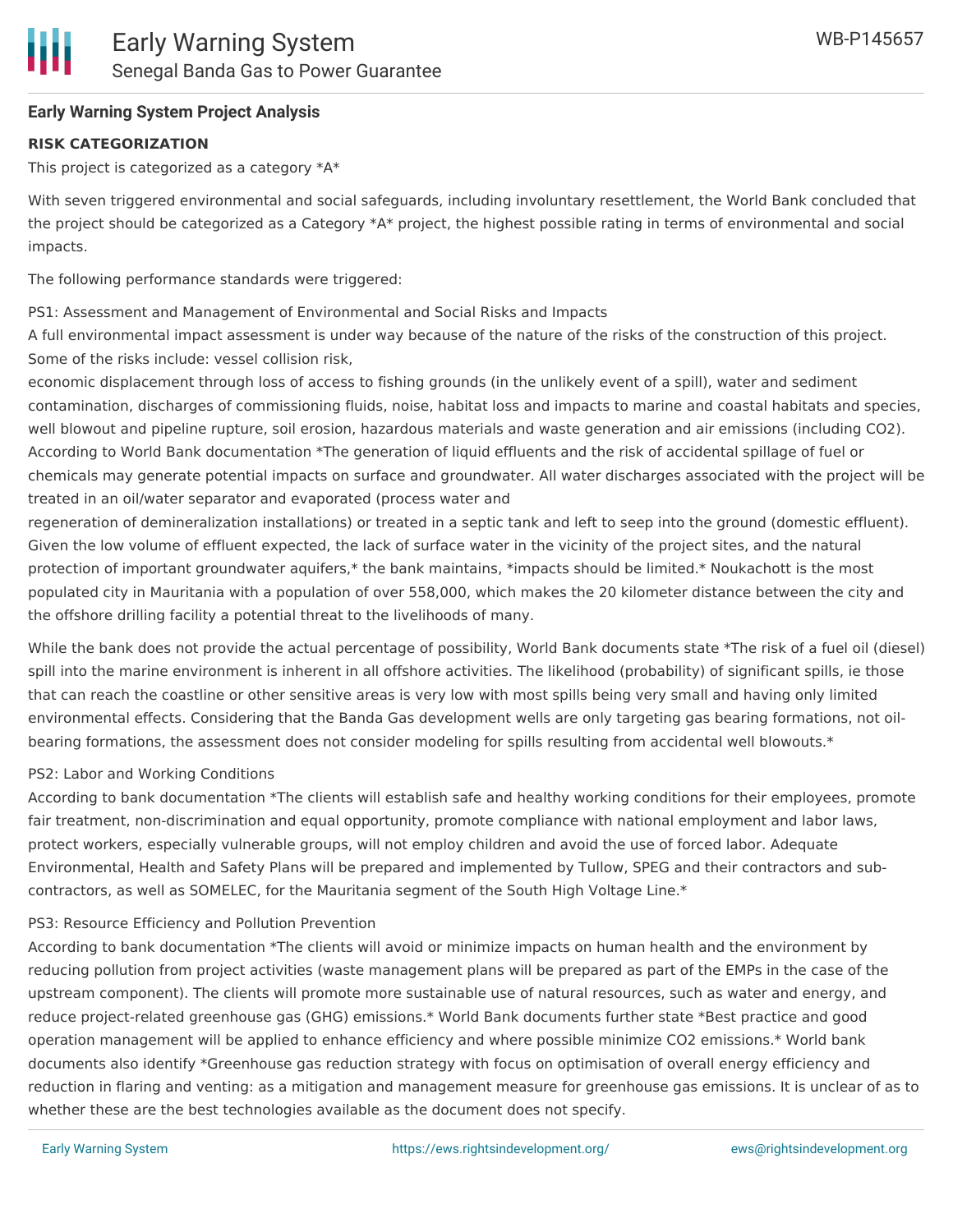## Early Warning System Project Analysis

**RISK CATEGORIZATION**

This project is categorized as a category *A*

With seven triggered environmental and social safeguards, including involuntary resettlement, the World Bank concluded that the project should be categorized as a Category *A* project, the highest possible rating in terms of environmental and social impacts.

The following performance standards were triggered:

PS1: Assessment and Management of Environmental and Social Risks and Impacts
A full environmental impact assessment is under way because of the nature of the risks of the construction of this project. Some of the risks include: vessel collision risk,
economic displacement through loss of access to fishing grounds (in the unlikely event of a spill), water and sediment contamination, discharges of commissioning fluids, noise, habitat loss and impacts to marine and coastal habitats and species, well blowout and pipeline rupture, soil erosion, hazardous materials and waste generation and air emissions (including CO2). According to World Bank documentation *The generation of liquid effluents and the risk of accidental spillage of fuel or chemicals may generate potential impacts on surface and groundwater. All water discharges associated with the project will be treated in an oil/water separator and evaporated (process water and
regeneration of demineralization installations) or treated in a septic tank and left to seep into the ground (domestic effluent). Given the low volume of effluent expected, the lack of surface water in the vicinity of the project sites, and the natural protection of important groundwater aquifers,* the bank maintains, *impacts should be limited.* Noukachott is the most populated city in Mauritania with a population of over 558,000, which makes the 20 kilometer distance between the city and the offshore drilling facility a potential threat to the livelihoods of many.

While the bank does not provide the actual percentage of possibility, World Bank documents state *The risk of a fuel oil (diesel) spill into the marine environment is inherent in all offshore activities. The likelihood (probability) of significant spills, ie those that can reach the coastline or other sensitive areas is very low with most spills being very small and having only limited environmental effects. Considering that the Banda Gas development wells are only targeting gas bearing formations, not oil-bearing formations, the assessment does not consider modeling for spills resulting from accidental well blowouts.*

PS2: Labor and Working Conditions
According to bank documentation *The clients will establish safe and healthy working conditions for their employees, promote fair treatment, non-discrimination and equal opportunity, promote compliance with national employment and labor laws, protect workers, especially vulnerable groups, will not employ children and avoid the use of forced labor. Adequate Environmental, Health and Safety Plans will be prepared and implemented by Tullow, SPEG and their contractors and sub-contractors, as well as SOMELEC, for the Mauritania segment of the South High Voltage Line.*

PS3: Resource Efficiency and Pollution Prevention
According to bank documentation *The clients will avoid or minimize impacts on human health and the environment by reducing pollution from project activities (waste management plans will be prepared as part of the EMPs in the case of the upstream component). The clients will promote more sustainable use of natural resources, such as water and energy, and reduce project-related greenhouse gas (GHG) emissions.* World Bank documents further state *Best practice and good operation management will be applied to enhance efficiency and where possible minimize CO2 emissions.* World bank documents also identify *Greenhouse gas reduction strategy with focus on optimisation of overall energy efficiency and reduction in flaring and venting: as a mitigation and management measure for greenhouse gas emissions. It is unclear of as to whether these are the best technologies available as the document does not specify.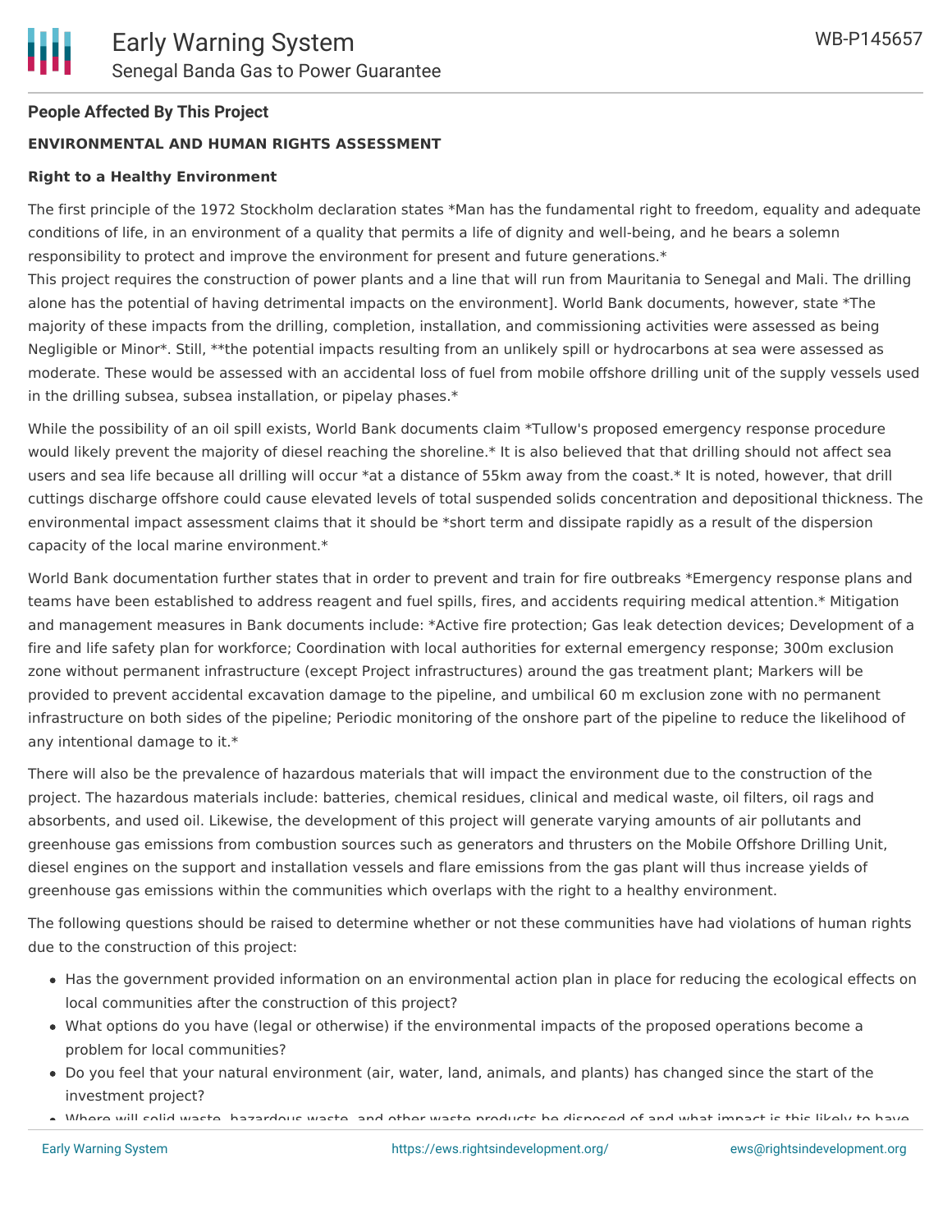**People Affected By This Project**

**ENVIRONMENTAL AND HUMAN RIGHTS ASSESSMENT**

**Right to a Healthy Environment**

The first principle of the 1972 Stockholm declaration states *Man has the fundamental right to freedom, equality and adequate conditions of life, in an environment of a quality that permits a life of dignity and well-being, and he bears a solemn responsibility to protect and improve the environment for present and future generations.*
This project requires the construction of power plants and a line that will run from Mauritania to Senegal and Mali. The drilling alone has the potential of having detrimental impacts on the environment]. World Bank documents, however, state *The majority of these impacts from the drilling, completion, installation, and commissioning activities were assessed as being Negligible or Minor*. Still, **the potential impacts resulting from an unlikely spill or hydrocarbons at sea were assessed as moderate. These would be assessed with an accidental loss of fuel from mobile offshore drilling unit of the supply vessels used in the drilling subsea, subsea installation, or pipelay phases.*

While the possibility of an oil spill exists, World Bank documents claim *Tullow's proposed emergency response procedure would likely prevent the majority of diesel reaching the shoreline.* It is also believed that that drilling should not affect sea users and sea life because all drilling will occur *at a distance of 55km away from the coast.* It is noted, however, that drill cuttings discharge offshore could cause elevated levels of total suspended solids concentration and depositional thickness. The environmental impact assessment claims that it should be *short term and dissipate rapidly as a result of the dispersion capacity of the local marine environment.*

World Bank documentation further states that in order to prevent and train for fire outbreaks *Emergency response plans and teams have been established to address reagent and fuel spills, fires, and accidents requiring medical attention.* Mitigation and management measures in Bank documents include: *Active fire protection; Gas leak detection devices; Development of a fire and life safety plan for workforce; Coordination with local authorities for external emergency response; 300m exclusion zone without permanent infrastructure (except Project infrastructures) around the gas treatment plant; Markers will be provided to prevent accidental excavation damage to the pipeline, and umbilical 60 m exclusion zone with no permanent infrastructure on both sides of the pipeline; Periodic monitoring of the onshore part of the pipeline to reduce the likelihood of any intentional damage to it.*

There will also be the prevalence of hazardous materials that will impact the environment due to the construction of the project. The hazardous materials include: batteries, chemical residues, clinical and medical waste, oil filters, oil rags and absorbents, and used oil. Likewise, the development of this project will generate varying amounts of air pollutants and greenhouse gas emissions from combustion sources such as generators and thrusters on the Mobile Offshore Drilling Unit, diesel engines on the support and installation vessels and flare emissions from the gas plant will thus increase yields of greenhouse gas emissions within the communities which overlaps with the right to a healthy environment.

The following questions should be raised to determine whether or not these communities have had violations of human rights due to the construction of this project:

- Has the government provided information on an environmental action plan in place for reducing the ecological effects on local communities after the construction of this project?
- What options do you have (legal or otherwise) if the environmental impacts of the proposed operations become a problem for local communities?
- Do you feel that your natural environment (air, water, land, animals, and plants) has changed since the start of the investment project?
- Where will solid waste, hazardous waste, and other waste products be disposed of and what impact is this likely to have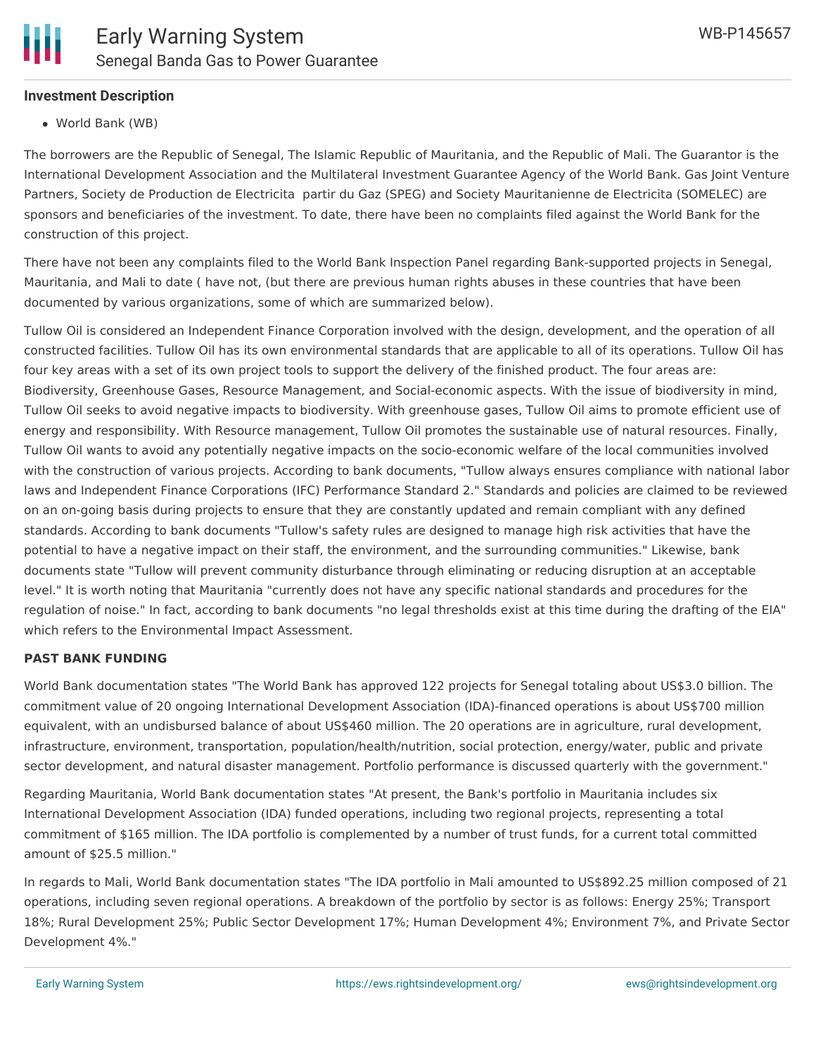### Investment Description

- World Bank (WB)

The borrowers are the Republic of Senegal, The Islamic Republic of Mauritania, and the Republic of Mali. The Guarantor is the International Development Association and the Multilateral Investment Guarantee Agency of the World Bank. Gas Joint Venture Partners, Society de Production de Electricita  partir du Gaz (SPEG) and Society Mauritanienne de Electricita (SOMELEC) are sponsors and beneficiaries of the investment. To date, there have been no complaints filed against the World Bank for the construction of this project.

There have not been any complaints filed to the World Bank Inspection Panel regarding Bank-supported projects in Senegal, Mauritania, and Mali to date ( have not, (but there are previous human rights abuses in these countries that have been documented by various organizations, some of which are summarized below).

Tullow Oil is considered an Independent Finance Corporation involved with the design, development, and the operation of all constructed facilities. Tullow Oil has its own environmental standards that are applicable to all of its operations. Tullow Oil has four key areas with a set of its own project tools to support the delivery of the finished product. The four areas are: Biodiversity, Greenhouse Gases, Resource Management, and Social-economic aspects. With the issue of biodiversity in mind, Tullow Oil seeks to avoid negative impacts to biodiversity. With greenhouse gases, Tullow Oil aims to promote efficient use of energy and responsibility. With Resource management, Tullow Oil promotes the sustainable use of natural resources. Finally, Tullow Oil wants to avoid any potentially negative impacts on the socio-economic welfare of the local communities involved with the construction of various projects. According to bank documents, "Tullow always ensures compliance with national labor laws and Independent Finance Corporations (IFC) Performance Standard 2." Standards and policies are claimed to be reviewed on an on-going basis during projects to ensure that they are constantly updated and remain compliant with any defined standards. According to bank documents "Tullow's safety rules are designed to manage high risk activities that have the potential to have a negative impact on their staff, the environment, and the surrounding communities." Likewise, bank documents state "Tullow will prevent community disturbance through eliminating or reducing disruption at an acceptable level." It is worth noting that Mauritania "currently does not have any specific national standards and procedures for the regulation of noise." In fact, according to bank documents "no legal thresholds exist at this time during the drafting of the EIA" which refers to the Environmental Impact Assessment.

**PAST BANK FUNDING**

World Bank documentation states "The World Bank has approved 122 projects for Senegal totaling about US$3.0 billion. The commitment value of 20 ongoing International Development Association (IDA)-financed operations is about US$700 million equivalent, with an undisbursed balance of about US$460 million. The 20 operations are in agriculture, rural development, infrastructure, environment, transportation, population/health/nutrition, social protection, energy/water, public and private sector development, and natural disaster management. Portfolio performance is discussed quarterly with the government."

Regarding Mauritania, World Bank documentation states "At present, the Bank's portfolio in Mauritania includes six International Development Association (IDA) funded operations, including two regional projects, representing a total commitment of $165 million. The IDA portfolio is complemented by a number of trust funds, for a current total committed amount of $25.5 million."

In regards to Mali, World Bank documentation states "The IDA portfolio in Mali amounted to US$892.25 million composed of 21 operations, including seven regional operations. A breakdown of the portfolio by sector is as follows: Energy 25%; Transport 18%; Rural Development 25%; Public Sector Development 17%; Human Development 4%; Environment 7%, and Private Sector Development 4%."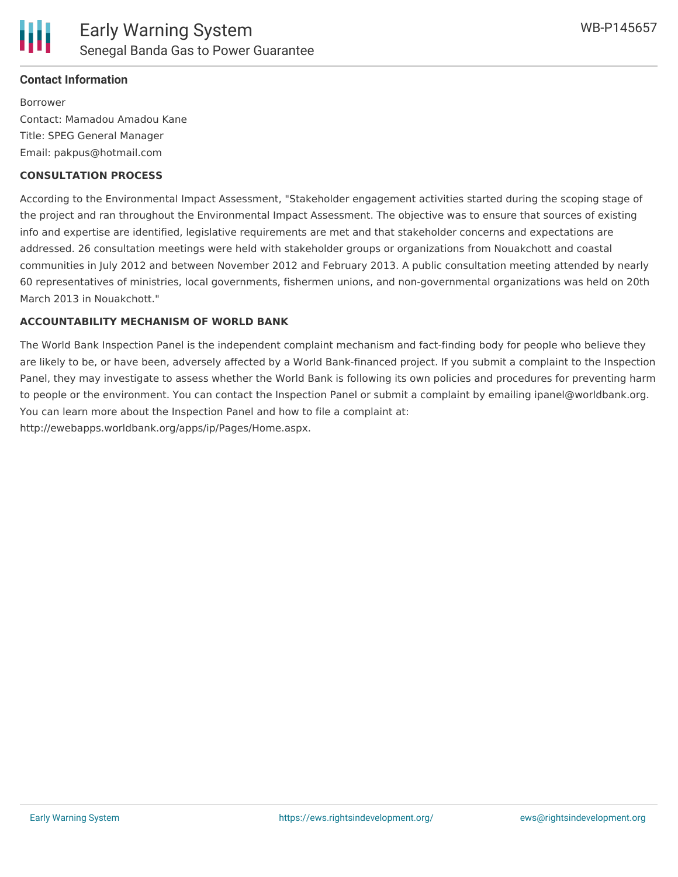### Contact Information

Borrower
Contact: Mamadou Amadou Kane
Title: SPEG General Manager
Email: pakpus@hotmail.com

**CONSULTATION PROCESS**

According to the Environmental Impact Assessment, "Stakeholder engagement activities started during the scoping stage of the project and ran throughout the Environmental Impact Assessment. The objective was to ensure that sources of existing info and expertise are identified, legislative requirements are met and that stakeholder concerns and expectations are addressed. 26 consultation meetings were held with stakeholder groups or organizations from Nouakchott and coastal communities in July 2012 and between November 2012 and February 2013. A public consultation meeting attended by nearly 60 representatives of ministries, local governments, fishermen unions, and non-governmental organizations was held on 20th March 2013 in Nouakchott."

**ACCOUNTABILITY MECHANISM OF WORLD BANK**

The World Bank Inspection Panel is the independent complaint mechanism and fact-finding body for people who believe they are likely to be, or have been, adversely affected by a World Bank-financed project. If you submit a complaint to the Inspection Panel, they may investigate to assess whether the World Bank is following its own policies and procedures for preventing harm to people or the environment. You can contact the Inspection Panel or submit a complaint by emailing ipanel@worldbank.org. You can learn more about the Inspection Panel and how to file a complaint at: http://ewebapps.worldbank.org/apps/ip/Pages/Home.aspx.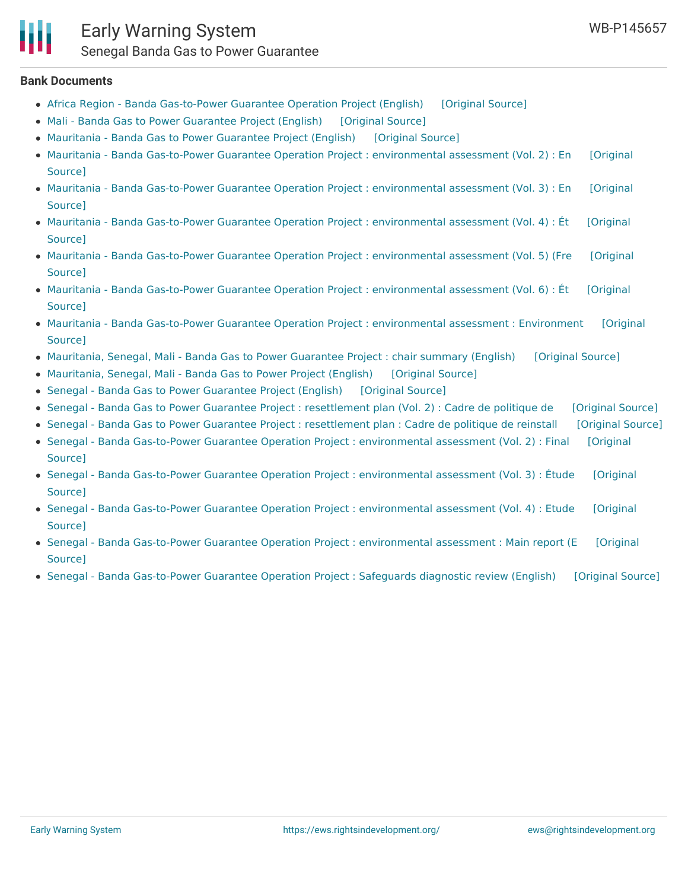## Bank Documents

- Africa Region - Banda Gas-to-Power Guarantee Operation Project (English) [Original Source]
- Mali - Banda Gas to Power Guarantee Project (English) [Original Source]
- Mauritania - Banda Gas to Power Guarantee Project (English) [Original Source]
- Mauritania - Banda Gas-to-Power Guarantee Operation Project : environmental assessment (Vol. 2) : En [Original Source]
- Mauritania - Banda Gas-to-Power Guarantee Operation Project : environmental assessment (Vol. 3) : En [Original Source]
- Mauritania - Banda Gas-to-Power Guarantee Operation Project : environmental assessment (Vol. 4) : Ét [Original Source]
- Mauritania - Banda Gas-to-Power Guarantee Operation Project : environmental assessment (Vol. 5) (Fre [Original Source]
- Mauritania - Banda Gas-to-Power Guarantee Operation Project : environmental assessment (Vol. 6) : Ét [Original Source]
- Mauritania - Banda Gas-to-Power Guarantee Operation Project : environmental assessment : Environment [Original Source]
- Mauritania, Senegal, Mali - Banda Gas to Power Guarantee Project : chair summary (English) [Original Source]
- Mauritania, Senegal, Mali - Banda Gas to Power Project (English) [Original Source]
- Senegal - Banda Gas to Power Guarantee Project (English) [Original Source]
- Senegal - Banda Gas to Power Guarantee Project : resettlement plan (Vol. 2) : Cadre de politique de [Original Source]
- Senegal - Banda Gas to Power Guarantee Project : resettlement plan : Cadre de politique de reinstall [Original Source]
- Senegal - Banda Gas-to-Power Guarantee Operation Project : environmental assessment (Vol. 2) : Final [Original Source]
- Senegal - Banda Gas-to-Power Guarantee Operation Project : environmental assessment (Vol. 3) : Étude [Original Source]
- Senegal - Banda Gas-to-Power Guarantee Operation Project : environmental assessment (Vol. 4) : Etude [Original Source]
- Senegal - Banda Gas-to-Power Guarantee Operation Project : environmental assessment : Main report (E [Original Source]
- Senegal - Banda Gas-to-Power Guarantee Operation Project : Safeguards diagnostic review (English) [Original Source]